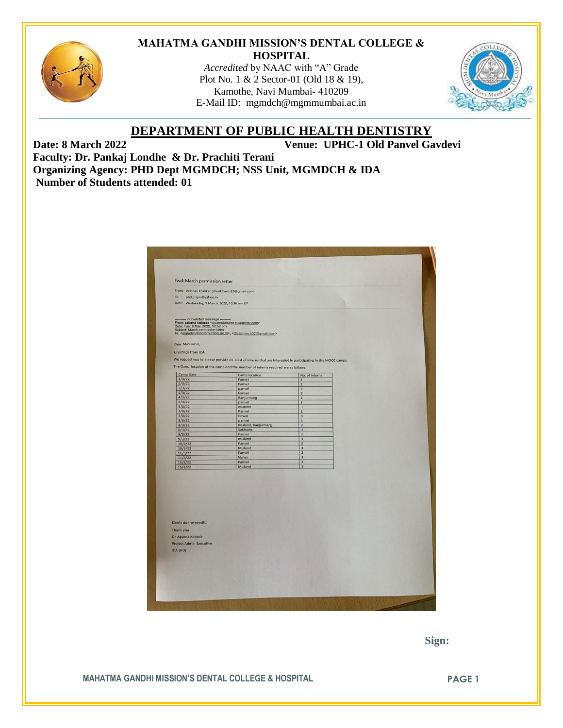**MAHATMA GANDHI MISSION'S DENTAL COLLEGE & HOSPITAL**

*Accredited* by NAAC with "A" Grade
Plot No. 1 & 2 Sector-01 (Old 18 & 19),
Kamothe, Navi Mumbai- 410209
E-Mail ID: mgmdch@mgmmumbai.ac.in

## DEPARTMENT OF PUBLIC HEALTH DENTISTRY

**Date: 8 March 2022** **Venue: UPHC-1 Old Panvel Gavdevi**

**Faculty: Dr. Pankaj Londhe & Dr. Prachiti Terani**

**Organizing Agency: PHD Dept MGMDCH; NSS Unit, MGMDCH & IDA**

**Number of Students attended: 01**

Fwd: March permission letter

From: Vaibhav Thakkar (drvaibhav.h32@gmail.com)
To: phd_mgm@yahoo.in
Date: Wednesday, 9 March, 2022, 10:36 am IST

---------- Forwarded message ---------
From: **aparna kokode** <aparnakokode10@gmail.com>
Date: Tue, 8 Mar, 2022, 12:58 pm
Subject: March permission letter
To: <mgmdch@mgmmumbai.ac.in>, <drvaibhav.h32@gmail.com>

Dear Ma'am/Sir,

*Greetings* from IDA

We request you to please provide us a list of interns that are interested in participating in the MOCC camps.

The Date, location of the camp and the number of interns required are as follows:

| Camp Date | Camp location | No. of interns |
|---|---|---|
| 1/3/22 | Panvel | 2 |
| 2/3/22 | Panvel | 2 |
| 3/3/22 | panvel | 2 |
| 4/3/22 | Panvel | 2 |
| 4/3/22 | Kanjurmarg | 2 |
| 5/3/22 | panvel | 2 |
| 5/3/22 | Mulund | 3 |
| 7/3/22 | Panvel | 2 |
| 7/3/22 | Powai | 3 |
| 8/3/22 | panvel | 1 |
| 8/3/22 | Mulund, Kanjurmarg | 2 |
| 8/3/22 | Sakinaka | 3 |
| 9/3/22 | Panvel | 2 |
| 9/3/22 | Mulund | 3 |
| 10/3/22 | Panvel | 2 |
| 10/3/22 | Mulund | 3 |
| 11/3/22 | Panvel | 2 |
| 11/3/22 | Nahur | 3 |
| 15/3/22 | Panvel | 2 |
| 15/3/22 | Mulund | 3 |

Kindly do the needful
Thank you
Dr. Aparna Kokode
Project Admin Executive
IDA (HO)

**Sign:**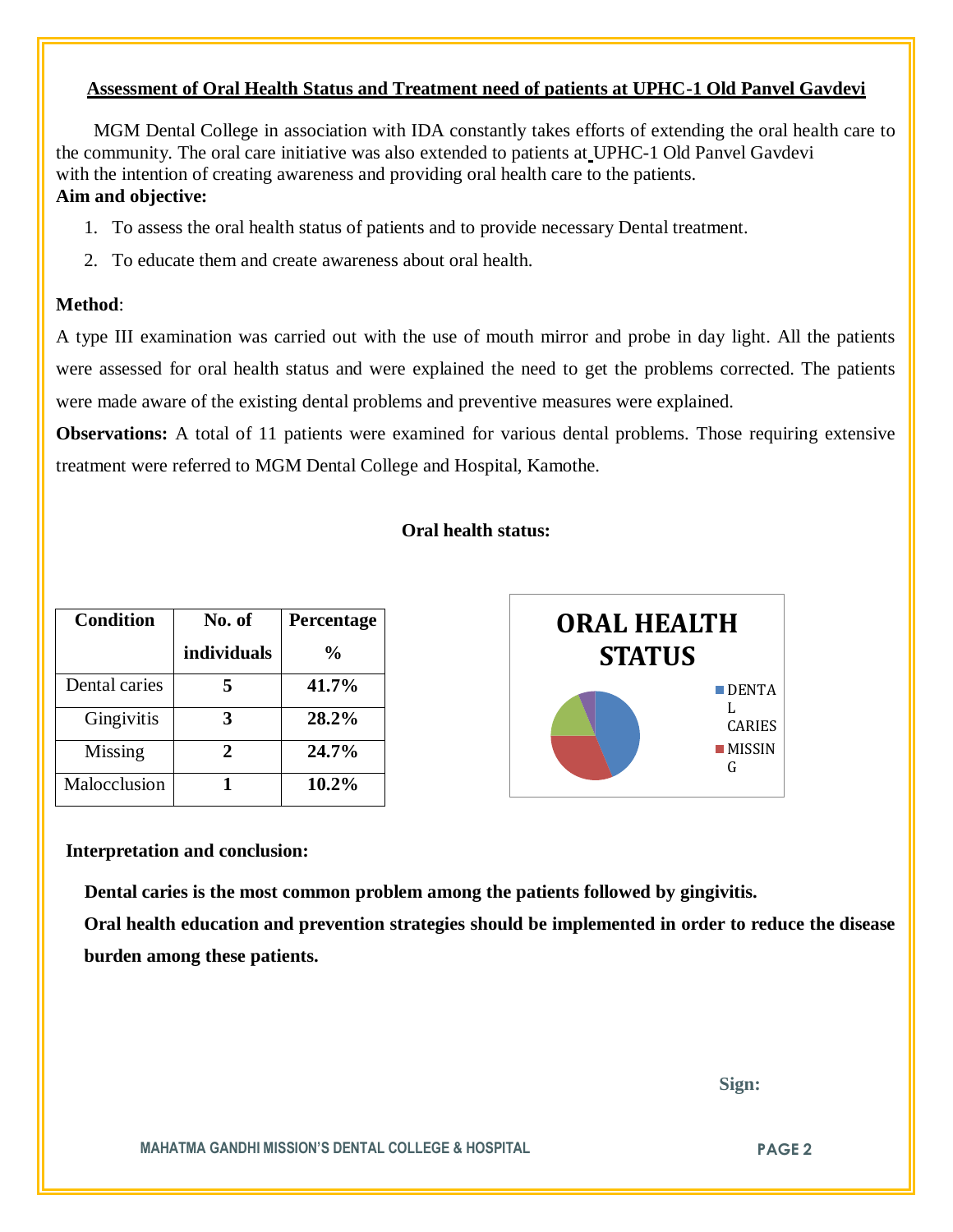## Assessment of Oral Health Status and Treatment need of patients at UPHC-1 Old Panvel Gavdevi

MGM Dental College in association with IDA constantly takes efforts of extending the oral health care to the community. The oral care initiative was also extended to patients at UPHC-1 Old Panvel Gavdevi with the intention of creating awareness and providing oral health care to the patients.

**Aim and objective:**

1. To assess the oral health status of patients and to provide necessary Dental treatment.
2. To educate them and create awareness about oral health.

**Method**:

A type III examination was carried out with the use of mouth mirror and probe in day light. All the patients were assessed for oral health status and were explained the need to get the problems corrected. The patients were made aware of the existing dental problems and preventive measures were explained.

**Observations:** A total of 11 patients were examined for various dental problems. Those requiring extensive treatment were referred to MGM Dental College and Hospital, Kamothe.

**Oral health status:**

| Condition | No. of individuals | Percentage % |
|---|---|---|
| Dental caries | **5** | **41.7%** |
| Gingivitis | **3** | **28.2%** |
| Missing | **2** | **24.7%** |
| Malocclusion | **1** | **10.2%** |

ORAL HEALTH STATUS

DENTAL CARIES
MISSING

**Interpretation and conclusion:**

**Dental caries is the most common problem among the patients followed by gingivitis.**

**Oral health education and prevention strategies should be implemented in order to reduce the disease burden among these patients.**

**Sign:**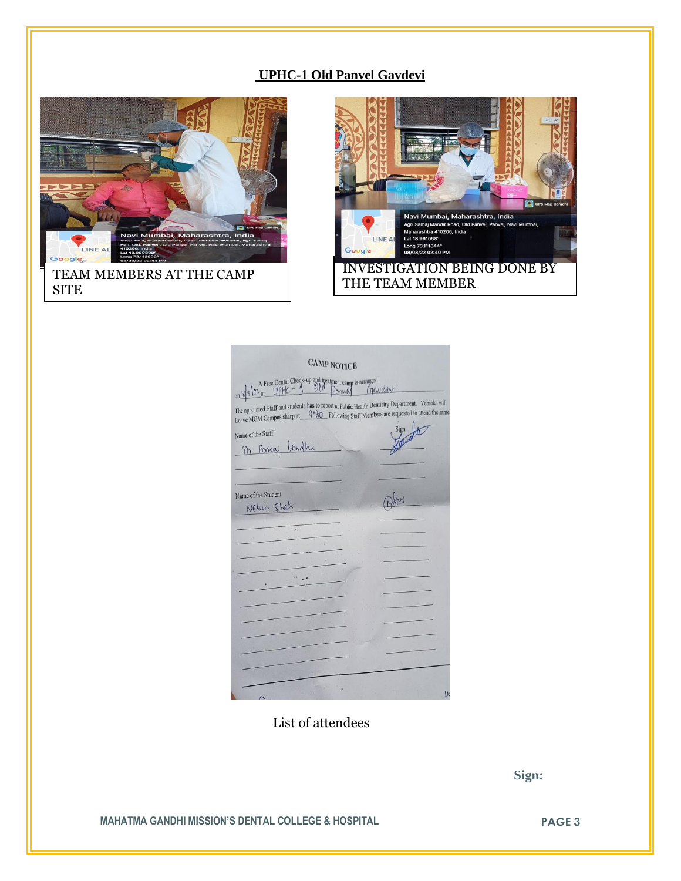## UPHC-1 Old Panvel Gavdevi

TEAM MEMBERS AT THE CAMP SITE

INVESTIGATION BEING DONE BY THE TEAM MEMBER

List of attendees

**Sign:**